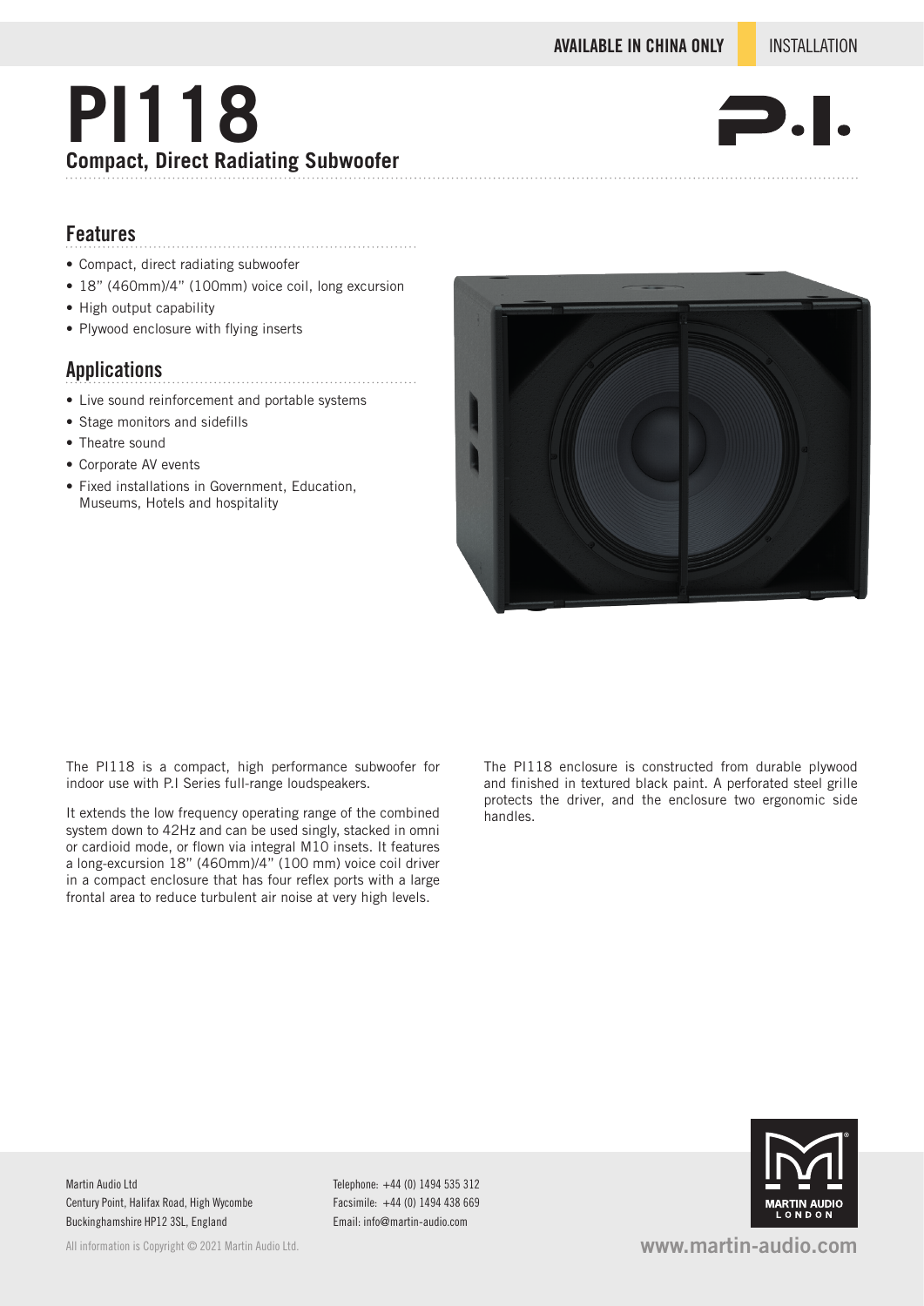AVAILABLE IN CHINA ONLY | INSTALLATION

# PI118

**Compact, Direct Radiating Subwoofer**

## Features

- Compact, direct radiating subwoofer
- 18" (460mm)/4" (100mm) voice coil, long excursion
- High output capability
- Plywood enclosure with flying inserts

## Applications

- Live sound reinforcement and portable systems
- Stage monitors and sidefills
- Theatre sound
- Corporate AV events
- Fixed installations in Government, Education, Museums, Hotels and hospitality

The PI118 is a compact, high performance subwoofer for indoor use with P.I Series full-range loudspeakers.

It extends the low frequency operating range of the combined system down to 42Hz and can be used singly, stacked in omni or cardioid mode, or flown via integral M10 insets. It features a long-excursion 18" (460mm)/4" (100 mm) voice coil driver in a compact enclosure that has four reflex ports with a large frontal area to reduce turbulent air noise at very high levels.

The PI118 enclosure is constructed from durable plywood and finished in textured black paint. A perforated steel grille protects the driver, and the enclosure two ergonomic side handles.

Martin Audio Ltd
Century Point, Halifax Road, High Wycombe
Buckinghamshire HP12 3SL, England

Telephone: +44 (0) 1494 535 312
Facsimile: +44 (0) 1494 438 669
Email: info@martin-audio.com

All information is Copyright © 2021 Martin Audio Ltd.

www.martin-audio.com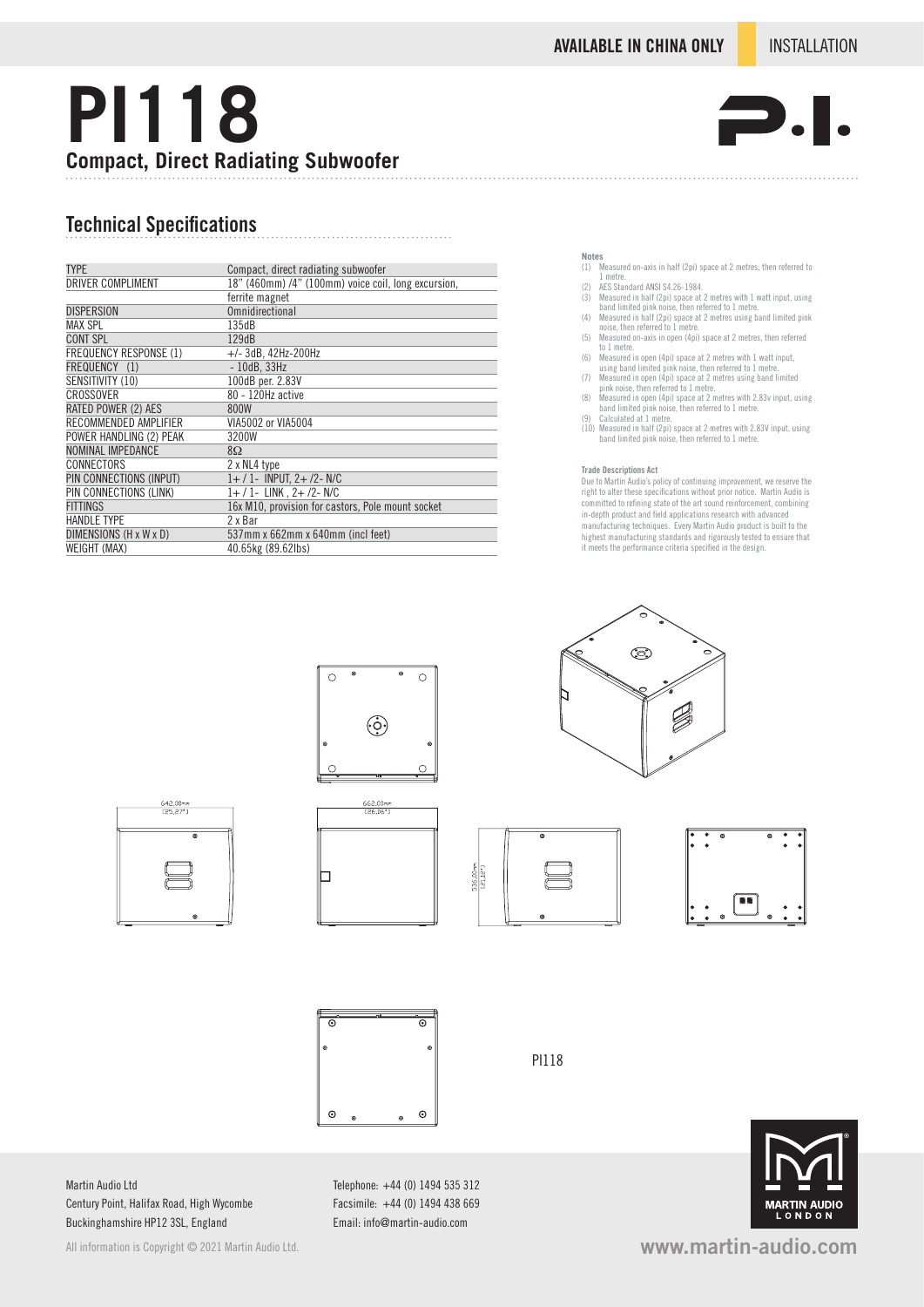AVAILABLE IN CHINA ONLY INSTALLATION

# PI118

## Compact, Direct Radiating Subwoofer

## Technical Specifications

| | |
|---|---|
| TYPE | Compact, direct radiating subwoofer |
| DRIVER COMPLIMENT | 18" (460mm) /4" (100mm) voice coil, long excursion, ferrite magnet |
| DISPERSION | Omnidirectional |
| MAX SPL | 135dB |
| CONT SPL | 129dB |
| FREQUENCY RESPONSE (1) | +/- 3dB, 42Hz-200Hz |
| FREQUENCY (1) | - 10dB, 33Hz |
| SENSITIVITY (10) | 100dB per. 2.83V |
| CROSSOVER | 80 - 120Hz active |
| RATED POWER (2) AES | 800W |
| RECOMMENDED AMPLIFIER | VIA5002 or VIA5004 |
| POWER HANDLING (2) PEAK | 3200W |
| NOMINAL IMPEDANCE | 8Ω |
| CONNECTORS | 2 x NL4 type |
| PIN CONNECTIONS (INPUT) | 1+ / 1- INPUT, 2+ /2- N/C |
| PIN CONNECTIONS (LINK) | 1+ / 1- LINK , 2+ /2- N/C |
| FITTINGS | 16x M10, provision for castors, Pole mount socket |
| HANDLE TYPE | 2 x Bar |
| DIMENSIONS (H x W x D) | 537mm x 662mm x 640mm (incl feet) |
| WEIGHT (MAX) | 40.65kg (89.62lbs) |

**Notes**

(1) Measured on-axis in half (2pi) space at 2 metres, then referred to 1 metre.
(2) AES Standard ANSI S4.26-1984.
(3) Measured in half (2pi) space at 2 metres with 1 watt input, using band limited pink noise, then referred to 1 metre.
(4) Measured in half (2pi) space at 2 metres using band limited pink noise, then referred to 1 metre.
(5) Measured on-axis in open (4pi) space at 2 metres, then referred to 1 metre.
(6) Measured in open (4pi) space at 2 metres with 1 watt input, using band limited pink noise, then referred to 1 metre.
(7) Measured in open (4pi) space at 2 metres using band limited pink noise, then referred to 1 metre.
(8) Measured in open (4pi) space at 2 metres with 2.83v input, using band limited pink noise, then referred to 1 metre.
(9) Calculated at 1 metre.
(10) Measured in half (2pi) space at 2 metres with 2.83V input, using band limited pink noise, then referred to 1 metre.

**Trade Descriptions Act**

Due to Martin Audio's policy of continuing improvement, we reserve the right to alter these specifications without prior notice. Martin Audio is committed to refining state of the art sound reinforcement, combining in-depth product and field applications research with advanced manufacturing techniques. Every Martin Audio product is built to the highest manufacturing standards and rigorously tested to ensure that it meets the performance criteria specified in the design.

642,00mm
[25,27"]

662,00mm
[26,06"]

536,00mm
[21,10"]

PI118

Martin Audio Ltd
Century Point, Halifax Road, High Wycombe
Buckinghamshire HP12 3SL, England

Telephone: +44 (0) 1494 535 312
Facsimile: +44 (0) 1494 438 669
Email: info@martin-audio.com

All information is Copyright © 2021 Martin Audio Ltd.

www.martin-audio.com